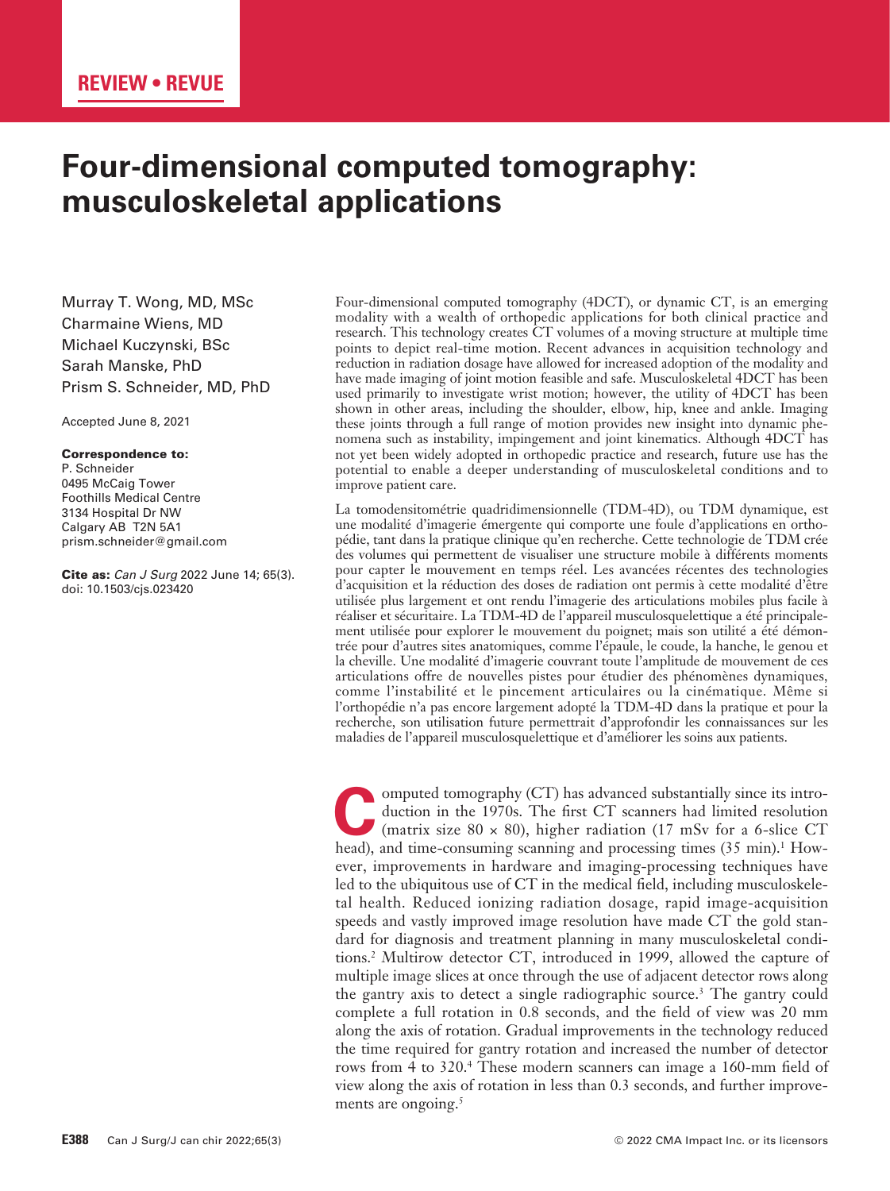REVIEW • REVUE

# Four-dimensional computed tomography: musculoskeletal applications

Murray T. Wong, MD, MSc
Charmaine Wiens, MD
Michael Kuczynski, BSc
Sarah Manske, PhD
Prism S. Schneider, MD, PhD

Accepted June 8, 2021

**Correspondence to:**
P. Schneider
0495 McCaig Tower
Foothills Medical Centre
3134 Hospital Dr NW
Calgary AB T2N 5A1
prism.schneider@gmail.com

**Cite as:** *Can J Surg* 2022 June 14; 65(3).
doi: 10.1503/cjs.023420

Four-dimensional computed tomography (4DCT), or dynamic CT, is an emerging modality with a wealth of orthopedic applications for both clinical practice and research. This technology creates CT volumes of a moving structure at multiple time points to depict real-time motion. Recent advances in acquisition technology and reduction in radiation dosage have allowed for increased adoption of the modality and have made imaging of joint motion feasible and safe. Musculoskeletal 4DCT has been used primarily to investigate wrist motion; however, the utility of 4DCT has been shown in other areas, including the shoulder, elbow, hip, knee and ankle. Imaging these joints through a full range of motion provides new insight into dynamic phenomena such as instability, impingement and joint kinematics. Although 4DCT has not yet been widely adopted in orthopedic practice and research, future use has the potential to enable a deeper understanding of musculoskeletal conditions and to improve patient care.

La tomodensitométrie quadridimensionnelle (TDM-4D), ou TDM dynamique, est une modalité d'imagerie émergente qui comporte une foule d'applications en orthopédie, tant dans la pratique clinique qu'en recherche. Cette technologie de TDM crée des volumes qui permettent de visualiser une structure mobile à différents moments pour capter le mouvement en temps réel. Les avancées récentes des technologies d'acquisition et la réduction des doses de radiation ont permis à cette modalité d'être utilisée plus largement et ont rendu l'imagerie des articulations mobiles plus facile à réaliser et sécuritaire. La TDM-4D de l'appareil musculosquelettique a été principalement utilisée pour explorer le mouvement du poignet; mais son utilité a été démontrée pour d'autres sites anatomiques, comme l'épaule, le coude, la hanche, le genou et la cheville. Une modalité d'imagerie couvrant toute l'amplitude de mouvement de ces articulations offre de nouvelles pistes pour étudier des phénomènes dynamiques, comme l'instabilité et le pincement articulaires ou la cinématique. Même si l'orthopédie n'a pas encore largement adopté la TDM-4D dans la pratique et pour la recherche, son utilisation future permettrait d'approfondir les connaissances sur les maladies de l'appareil musculosquelettique et d'améliorer les soins aux patients.

Computed tomography (CT) has advanced substantially since its introduction in the 1970s. The first CT scanners had limited resolution (matrix size 80 × 80), higher radiation (17 mSv for a 6-slice CT head), and time-consuming scanning and processing times (35 min).[1] However, improvements in hardware and imaging-processing techniques have led to the ubiquitous use of CT in the medical field, including musculoskeletal health. Reduced ionizing radiation dosage, rapid image-acquisition speeds and vastly improved image resolution have made CT the gold standard for diagnosis and treatment planning in many musculoskeletal conditions.[2] Multirow detector CT, introduced in 1999, allowed the capture of multiple image slices at once through the use of adjacent detector rows along the gantry axis to detect a single radiographic source.[3] The gantry could complete a full rotation in 0.8 seconds, and the field of view was 20 mm along the axis of rotation. Gradual improvements in the technology reduced the time required for gantry rotation and increased the number of detector rows from 4 to 320.[4] These modern scanners can image a 160-mm field of view along the axis of rotation in less than 0.3 seconds, and further improvements are ongoing.[5]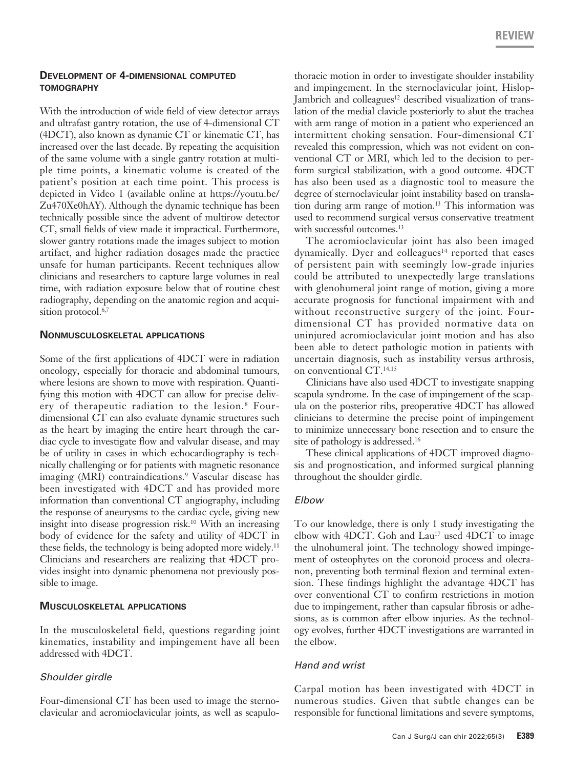## Development of 4-dimensional computed tomography

With the introduction of wide field of view detector arrays and ultrafast gantry rotation, the use of 4-dimensional CT (4DCT), also known as dynamic CT or kinematic CT, has increased over the last decade. By repeating the acquisition of the same volume with a single gantry rotation at multiple time points, a kinematic volume is created of the patient's position at each time point. This process is depicted in Video 1 (available online at https://youtu.be/Zu470Xe0hAY). Although the dynamic technique has been technically possible since the advent of multirow detector CT, small fields of view made it impractical. Furthermore, slower gantry rotations made the images subject to motion artifact, and higher radiation dosages made the practice unsafe for human participants. Recent techniques allow clinicians and researchers to capture large volumes in real time, with radiation exposure below that of routine chest radiography, depending on the anatomic region and acquisition protocol.[6,7]

## Nonmusculoskeletal applications

Some of the first applications of 4DCT were in radiation oncology, especially for thoracic and abdominal tumours, where lesions are shown to move with respiration. Quantifying this motion with 4DCT can allow for precise delivery of therapeutic radiation to the lesion.[8] Four-dimensional CT can also evaluate dynamic structures such as the heart by imaging the entire heart through the cardiac cycle to investigate flow and valvular disease, and may be of utility in cases in which echocardiography is technically challenging or for patients with magnetic resonance imaging (MRI) contraindications.[9] Vascular disease has been investigated with 4DCT and has provided more information than conventional CT angiography, including the response of aneurysms to the cardiac cycle, giving new insight into disease progression risk.[10] With an increasing body of evidence for the safety and utility of 4DCT in these fields, the technology is being adopted more widely.[11] Clinicians and researchers are realizing that 4DCT provides insight into dynamic phenomena not previously possible to image.

## Musculoskeletal applications

In the musculoskeletal field, questions regarding joint kinematics, instability and impingement have all been addressed with 4DCT.

### *Shoulder girdle*

Four-dimensional CT has been used to image the sternoclavicular and acromioclavicular joints, as well as scapulothoracic motion in order to investigate shoulder instability and impingement. In the sternoclavicular joint, Hislop-Jambrich and colleagues[12] described visualization of translation of the medial clavicle posteriorly to abut the trachea with arm range of motion in a patient who experienced an intermittent choking sensation. Four-dimensional CT revealed this compression, which was not evident on conventional CT or MRI, which led to the decision to perform surgical stabilization, with a good outcome. 4DCT has also been used as a diagnostic tool to measure the degree of sternoclavicular joint instability based on translation during arm range of motion.[13] This information was used to recommend surgical versus conservative treatment with successful outcomes.[13]

The acromioclavicular joint has also been imaged dynamically. Dyer and colleagues[14] reported that cases of persistent pain with seemingly low-grade injuries could be attributed to unexpectedly large translations with glenohumeral joint range of motion, giving a more accurate prognosis for functional impairment with and without reconstructive surgery of the joint. Four-dimensional CT has provided normative data on uninjured acromioclavicular joint motion and has also been able to detect pathologic motion in patients with uncertain diagnosis, such as instability versus arthrosis, on conventional CT.[14,15]

Clinicians have also used 4DCT to investigate snapping scapula syndrome. In the case of impingement of the scapula on the posterior ribs, preoperative 4DCT has allowed clinicians to determine the precise point of impingement to minimize unnecessary bone resection and to ensure the site of pathology is addressed.[16]

These clinical applications of 4DCT improved diagnosis and prognostication, and informed surgical planning throughout the shoulder girdle.

### *Elbow*

To our knowledge, there is only 1 study investigating the elbow with 4DCT. Goh and Lau[17] used 4DCT to image the ulnohumeral joint. The technology showed impingement of osteophytes on the coronoid process and olecranon, preventing both terminal flexion and terminal extension. These findings highlight the advantage 4DCT has over conventional CT to confirm restrictions in motion due to impingement, rather than capsular fibrosis or adhesions, as is common after elbow injuries. As the technology evolves, further 4DCT investigations are warranted in the elbow.

### *Hand and wrist*

Carpal motion has been investigated with 4DCT in numerous studies. Given that subtle changes can be responsible for functional limitations and severe symptoms,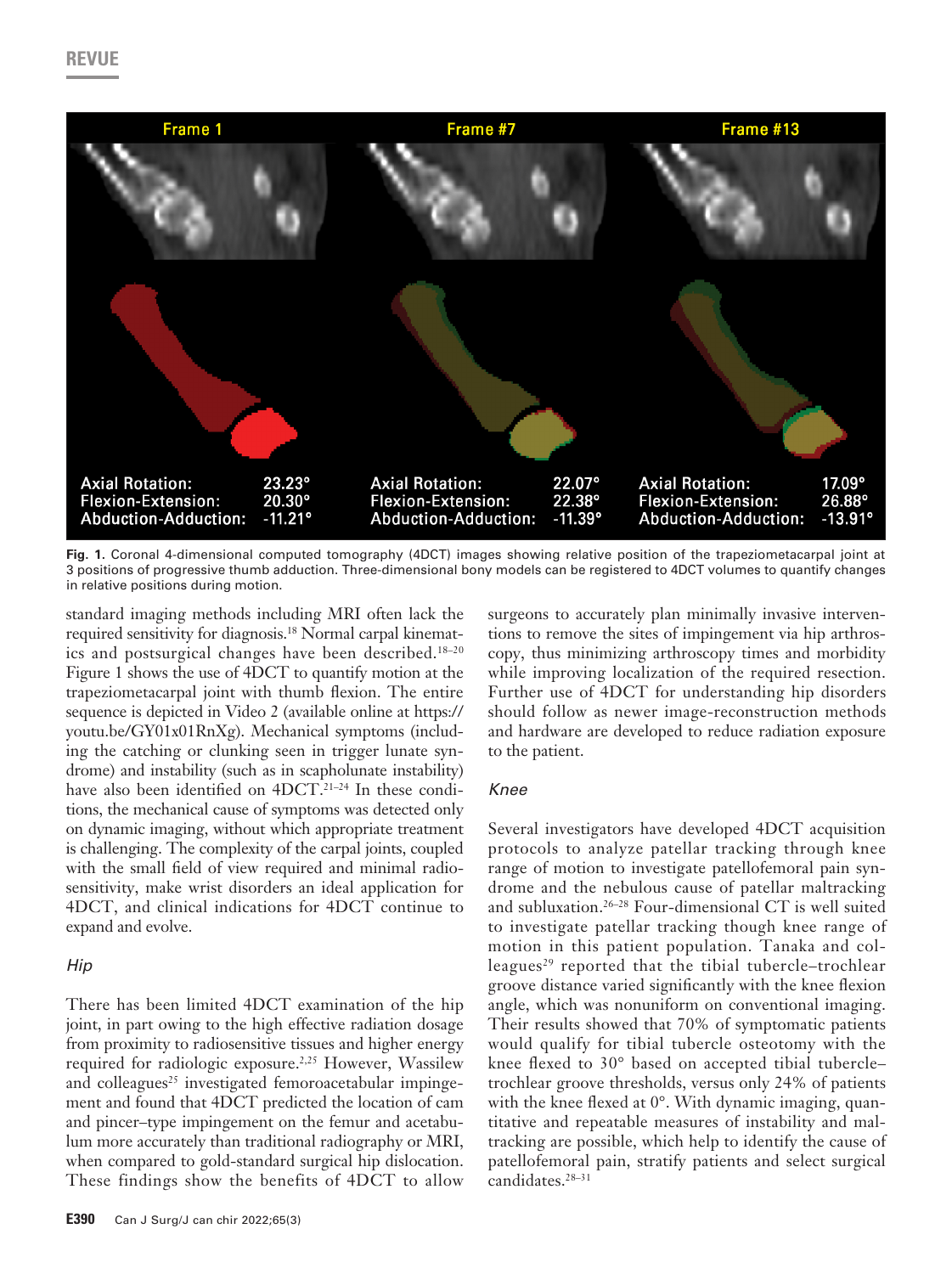**Fig. 1.** Coronal 4-dimensional computed tomography (4DCT) images showing relative position of the trapeziometacarpal joint at 3 positions of progressive thumb adduction. Three-dimensional bony models can be registered to 4DCT volumes to quantify changes in relative positions during motion.

standard imaging methods including MRI often lack the required sensitivity for diagnosis.[18] Normal carpal kinematics and postsurgical changes have been described.[18–20] Figure 1 shows the use of 4DCT to quantify motion at the trapeziometacarpal joint with thumb flexion. The entire sequence is depicted in Video 2 (available online at https://youtu.be/GY01x01RnXg). Mechanical symptoms (including the catching or clunking seen in trigger lunate syndrome) and instability (such as in scapholunate instability) have also been identified on 4DCT.[21–24] In these conditions, the mechanical cause of symptoms was detected only on dynamic imaging, without which appropriate treatment is challenging. The complexity of the carpal joints, coupled with the small field of view required and minimal radiosensitivity, make wrist disorders an ideal application for 4DCT, and clinical indications for 4DCT continue to expand and evolve.

### *Hip*

There has been limited 4DCT examination of the hip joint, in part owing to the high effective radiation dosage from proximity to radiosensitive tissues and higher energy required for radiologic exposure.[2,25] However, Wassilew and colleagues[25] investigated femoroacetabular impingement and found that 4DCT predicted the location of cam and pincer–type impingement on the femur and acetabulum more accurately than traditional radiography or MRI, when compared to gold-standard surgical hip dislocation. These findings show the benefits of 4DCT to allow surgeons to accurately plan minimally invasive interventions to remove the sites of impingement via hip arthroscopy, thus minimizing arthroscopy times and morbidity while improving localization of the required resection. Further use of 4DCT for understanding hip disorders should follow as newer image-reconstruction methods and hardware are developed to reduce radiation exposure to the patient.

### *Knee*

Several investigators have developed 4DCT acquisition protocols to analyze patellar tracking through knee range of motion to investigate patellofemoral pain syndrome and the nebulous cause of patellar maltracking and subluxation.[26–28] Four-dimensional CT is well suited to investigate patellar tracking though knee range of motion in this patient population. Tanaka and colleagues[29] reported that the tibial tubercle–trochlear groove distance varied significantly with the knee flexion angle, which was nonuniform on conventional imaging. Their results showed that 70% of symptomatic patients would qualify for tibial tubercle osteotomy with the knee flexed to 30° based on accepted tibial tubercle–trochlear groove thresholds, versus only 24% of patients with the knee flexed at 0°. With dynamic imaging, quantitative and repeatable measures of instability and maltracking are possible, which help to identify the cause of patellofemoral pain, stratify patients and select surgical candidates.[28–31]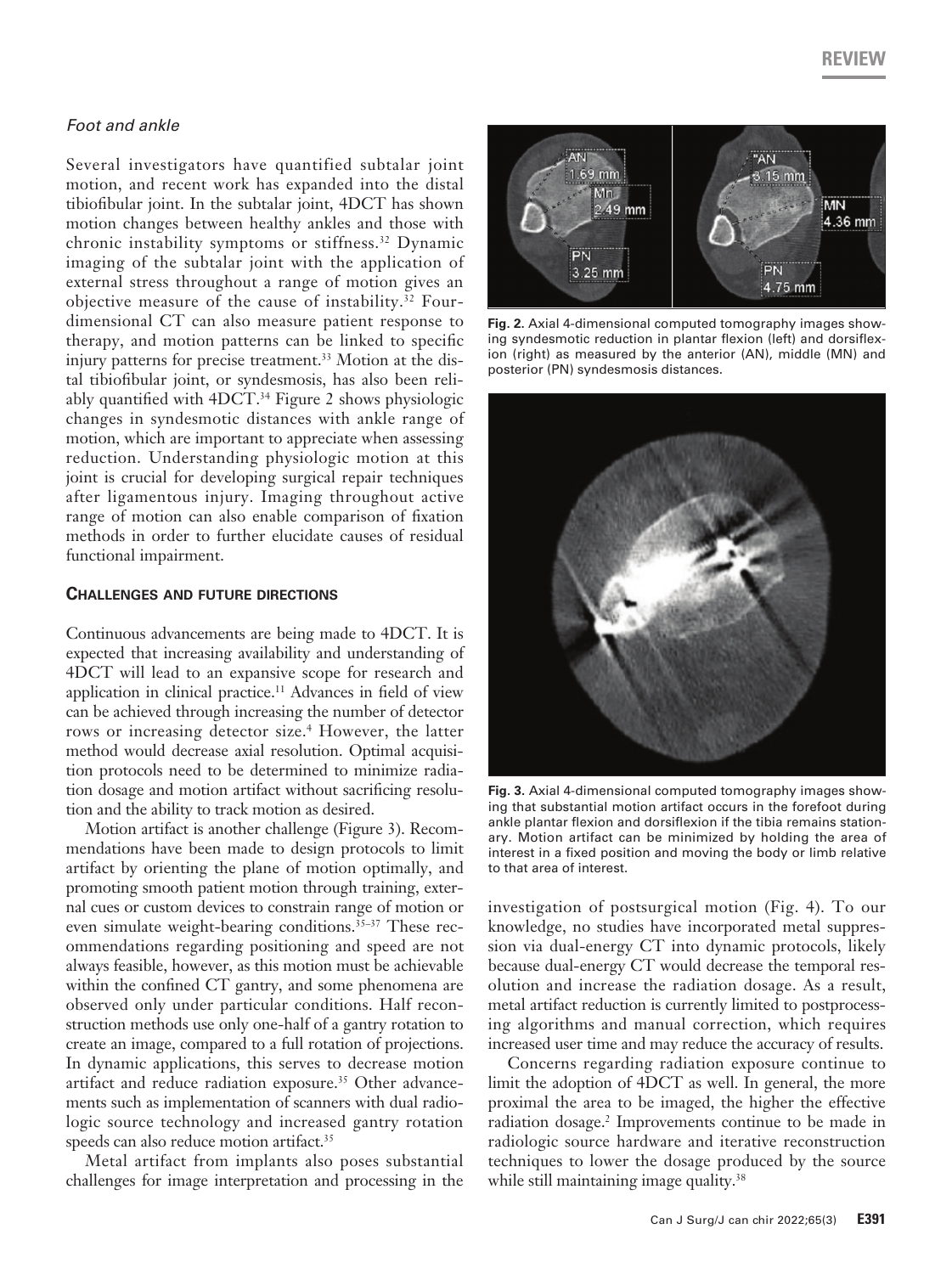### *Foot and ankle*

Several investigators have quantified subtalar joint motion, and recent work has expanded into the distal tibiofibular joint. In the subtalar joint, 4DCT has shown motion changes between healthy ankles and those with chronic instability symptoms or stiffness.[32] Dynamic imaging of the subtalar joint with the application of external stress throughout a range of motion gives an objective measure of the cause of instability.[32] Four-dimensional CT can also measure patient response to therapy, and motion patterns can be linked to specific injury patterns for precise treatment.[33] Motion at the distal tibiofibular joint, or syndesmosis, has also been reliably quantified with 4DCT.[34] Figure 2 shows physiologic changes in syndesmotic distances with ankle range of motion, which are important to appreciate when assessing reduction. Understanding physiologic motion at this joint is crucial for developing surgical repair techniques after ligamentous injury. Imaging throughout active range of motion can also enable comparison of fixation methods in order to further elucidate causes of residual functional impairment.

**Fig. 2.** Axial 4-dimensional computed tomography images showing syndesmotic reduction in plantar flexion (left) and dorsiflexion (right) as measured by the anterior (AN), middle (MN) and posterior (PN) syndesmosis distances.

## Challenges and future directions

Continuous advancements are being made to 4DCT. It is expected that increasing availability and understanding of 4DCT will lead to an expansive scope for research and application in clinical practice.[11] Advances in field of view can be achieved through increasing the number of detector rows or increasing detector size.[4] However, the latter method would decrease axial resolution. Optimal acquisition protocols need to be determined to minimize radiation dosage and motion artifact without sacrificing resolution and the ability to track motion as desired.

Motion artifact is another challenge (Figure 3). Recommendations have been made to design protocols to limit artifact by orienting the plane of motion optimally, and promoting smooth patient motion through training, external cues or custom devices to constrain range of motion or even simulate weight-bearing conditions.[35–37] These recommendations regarding positioning and speed are not always feasible, however, as this motion must be achievable within the confined CT gantry, and some phenomena are observed only under particular conditions. Half reconstruction methods use only one-half of a gantry rotation to create an image, compared to a full rotation of projections. In dynamic applications, this serves to decrease motion artifact and reduce radiation exposure.[35] Other advancements such as implementation of scanners with dual radiologic source technology and increased gantry rotation speeds can also reduce motion artifact.[35]

**Fig. 3.** Axial 4-dimensional computed tomography images showing that substantial motion artifact occurs in the forefoot during ankle plantar flexion and dorsiflexion if the tibia remains stationary. Motion artifact can be minimized by holding the area of interest in a fixed position and moving the body or limb relative to that area of interest.

Metal artifact from implants also poses substantial challenges for image interpretation and processing in the investigation of postsurgical motion (Fig. 4). To our knowledge, no studies have incorporated metal suppression via dual-energy CT into dynamic protocols, likely because dual-energy CT would decrease the temporal resolution and increase the radiation dosage. As a result, metal artifact reduction is currently limited to postprocessing algorithms and manual correction, which requires increased user time and may reduce the accuracy of results.

Concerns regarding radiation exposure continue to limit the adoption of 4DCT as well. In general, the more proximal the area to be imaged, the higher the effective radiation dosage.[2] Improvements continue to be made in radiologic source hardware and iterative reconstruction techniques to lower the dosage produced by the source while still maintaining image quality.[38]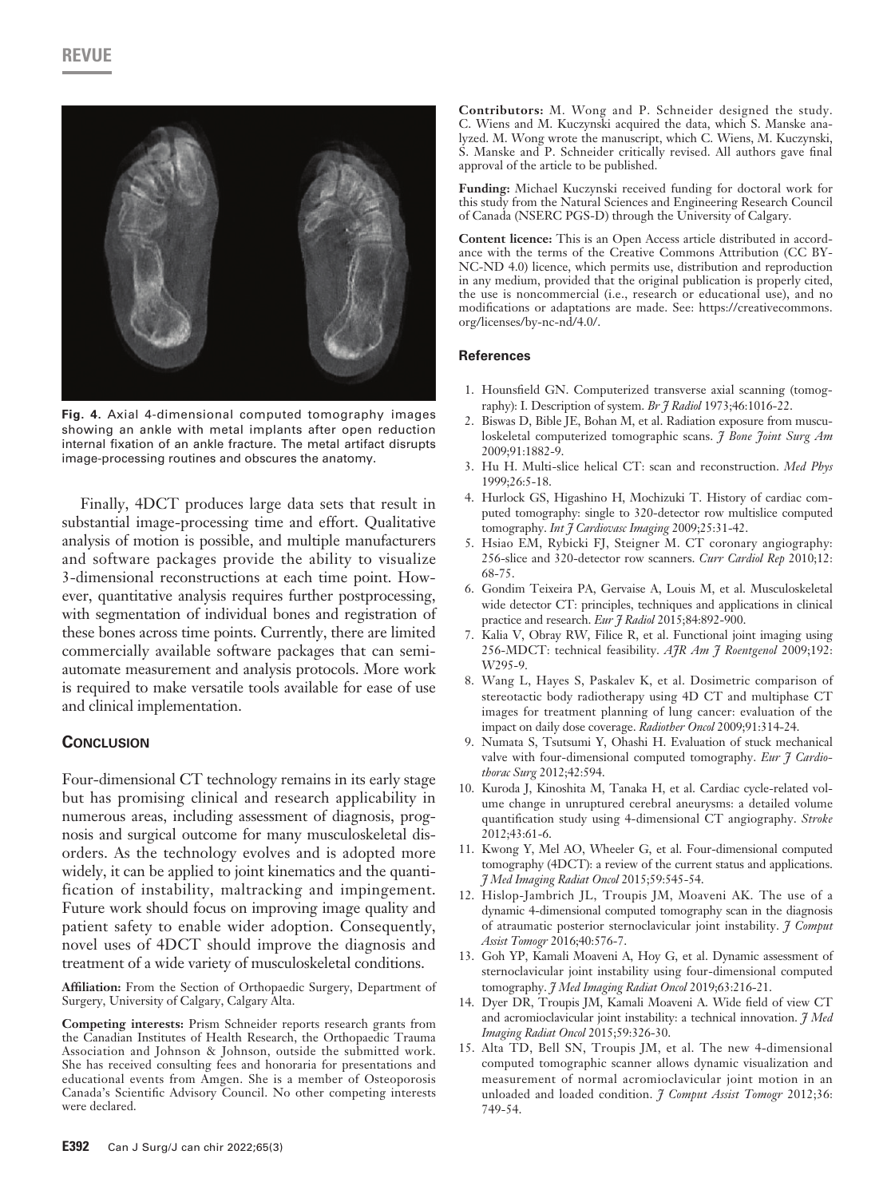**Fig. 4.** Axial 4-dimensional computed tomography images showing an ankle with metal implants after open reduction internal fixation of an ankle fracture. The metal artifact disrupts image-processing routines and obscures the anatomy.

Finally, 4DCT produces large data sets that result in substantial image-processing time and effort. Qualitative analysis of motion is possible, and multiple manufacturers and software packages provide the ability to visualize 3-dimensional reconstructions at each time point. However, quantitative analysis requires further postprocessing, with segmentation of individual bones and registration of these bones across time points. Currently, there are limited commercially available software packages that can semi-automate measurement and analysis protocols. More work is required to make versatile tools available for ease of use and clinical implementation.

## Conclusion

Four-dimensional CT technology remains in its early stage but has promising clinical and research applicability in numerous areas, including assessment of diagnosis, prognosis and surgical outcome for many musculoskeletal disorders. As the technology evolves and is adopted more widely, it can be applied to joint kinematics and the quantification of instability, maltracking and impingement. Future work should focus on improving image quality and patient safety to enable wider adoption. Consequently, novel uses of 4DCT should improve the diagnosis and treatment of a wide variety of musculoskeletal conditions.

**Affiliation:** From the Section of Orthopaedic Surgery, Department of Surgery, University of Calgary, Calgary Alta.

**Competing interests:** Prism Schneider reports research grants from the Canadian Institutes of Health Research, the Orthopaedic Trauma Association and Johnson & Johnson, outside the submitted work. She has received consulting fees and honoraria for presentations and educational events from Amgen. She is a member of Osteoporosis Canada's Scientific Advisory Council. No other competing interests were declared.

**Contributors:** M. Wong and P. Schneider designed the study. C. Wiens and M. Kuczynski acquired the data, which S. Manske analyzed. M. Wong wrote the manuscript, which C. Wiens, M. Kuczynski, S. Manske and P. Schneider critically revised. All authors gave final approval of the article to be published.

**Funding:** Michael Kuczynski received funding for doctoral work for this study from the Natural Sciences and Engineering Research Council of Canada (NSERC PGS-D) through the University of Calgary.

**Content licence:** This is an Open Access article distributed in accordance with the terms of the Creative Commons Attribution (CC BY-NC-ND 4.0) licence, which permits use, distribution and reproduction in any medium, provided that the original publication is properly cited, the use is noncommercial (i.e., research or educational use), and no modifications or adaptations are made. See: https://creativecommons.org/licenses/by-nc-nd/4.0/.

## References

1. Hounsfield GN. Computerized transverse axial scanning (tomography): I. Description of system. *Br J Radiol* 1973;46:1016-22.
2. Biswas D, Bible JE, Bohan M, et al. Radiation exposure from musculoskeletal computerized tomographic scans. *J Bone Joint Surg Am* 2009;91:1882-9.
3. Hu H. Multi-slice helical CT: scan and reconstruction. *Med Phys* 1999;26:5-18.
4. Hurlock GS, Higashino H, Mochizuki T. History of cardiac computed tomography: single to 320-detector row multislice computed tomography. *Int J Cardiovasc Imaging* 2009;25:31-42.
5. Hsiao EM, Rybicki FJ, Steigner M. CT coronary angiography: 256-slice and 320-detector row scanners. *Curr Cardiol Rep* 2010;12:68-75.
6. Gondim Teixeira PA, Gervaise A, Louis M, et al. Musculoskeletal wide detector CT: principles, techniques and applications in clinical practice and research. *Eur J Radiol* 2015;84:892-900.
7. Kalia V, Obray RW, Filice R, et al. Functional joint imaging using 256-MDCT: technical feasibility. *AJR Am J Roentgenol* 2009;192:W295-9.
8. Wang L, Hayes S, Paskalev K, et al. Dosimetric comparison of stereotactic body radiotherapy using 4D CT and multiphase CT images for treatment planning of lung cancer: evaluation of the impact on daily dose coverage. *Radiother Oncol* 2009;91:314-24.
9. Numata S, Tsutsumi Y, Ohashi H. Evaluation of stuck mechanical valve with four-dimensional computed tomography. *Eur J Cardiothorac Surg* 2012;42:594.
10. Kuroda J, Kinoshita M, Tanaka H, et al. Cardiac cycle-related volume change in unruptured cerebral aneurysms: a detailed volume quantification study using 4-dimensional CT angiography. *Stroke* 2012;43:61-6.
11. Kwong Y, Mel AO, Wheeler G, et al. Four-dimensional computed tomography (4DCT): a review of the current status and applications. *J Med Imaging Radiat Oncol* 2015;59:545-54.
12. Hislop-Jambrich JL, Troupis JM, Moaveni AK. The use of a dynamic 4-dimensional computed tomography scan in the diagnosis of atraumatic posterior sternoclavicular joint instability. *J Comput Assist Tomogr* 2016;40:576-7.
13. Goh YP, Kamali Moaveni A, Hoy G, et al. Dynamic assessment of sternoclavicular joint instability using four-dimensional computed tomography. *J Med Imaging Radiat Oncol* 2019;63:216-21.
14. Dyer DR, Troupis JM, Kamali Moaveni A. Wide field of view CT and acromioclavicular joint instability: a technical innovation. *J Med Imaging Radiat Oncol* 2015;59:326-30.
15. Alta TD, Bell SN, Troupis JM, et al. The new 4-dimensional computed tomographic scanner allows dynamic visualization and measurement of normal acromioclavicular joint motion in an unloaded and loaded condition. *J Comput Assist Tomogr* 2012;36:749-54.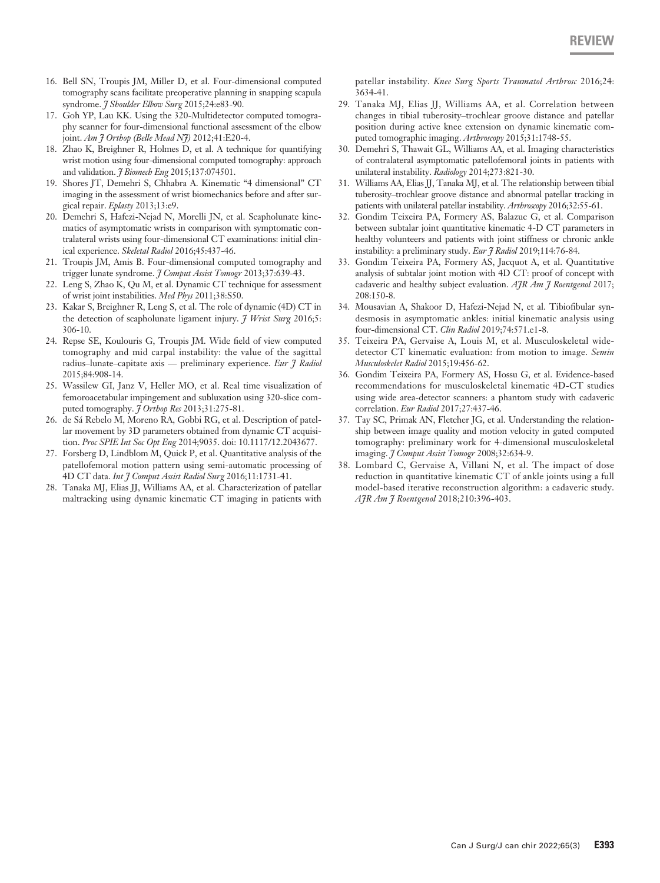16. Bell SN, Troupis JM, Miller D, et al. Four-dimensional computed tomography scans facilitate preoperative planning in snapping scapula syndrome. *J Shoulder Elbow Surg* 2015;24:e83-90.
17. Goh YP, Lau KK. Using the 320-Multidetector computed tomography scanner for four-dimensional functional assessment of the elbow joint. *Am J Orthop (Belle Mead NJ)* 2012;41:E20-4.
18. Zhao K, Breighner R, Holmes D, et al. A technique for quantifying wrist motion using four-dimensional computed tomography: approach and validation. *J Biomech Eng* 2015;137:074501.
19. Shores JT, Demehri S, Chhabra A. Kinematic "4 dimensional" CT imaging in the assessment of wrist biomechanics before and after surgical repair. *Eplasty* 2013;13:e9.
20. Demehri S, Hafezi-Nejad N, Morelli JN, et al. Scapholunate kinematics of asymptomatic wrists in comparison with symptomatic contralateral wrists using four-dimensional CT examinations: initial clinical experience. *Skeletal Radiol* 2016;45:437-46.
21. Troupis JM, Amis B. Four-dimensional computed tomography and trigger lunate syndrome. *J Comput Assist Tomogr* 2013;37:639-43.
22. Leng S, Zhao K, Qu M, et al. Dynamic CT technique for assessment of wrist joint instabilities. *Med Phys* 2011;38:S50.
23. Kakar S, Breighner R, Leng S, et al. The role of dynamic (4D) CT in the detection of scapholunate ligament injury. *J Wrist Surg* 2016;5:306-10.
24. Repse SE, Koulouris G, Troupis JM. Wide field of view computed tomography and mid carpal instability: the value of the sagittal radius–lunate–capitate axis — preliminary experience. *Eur J Radiol* 2015;84:908-14.
25. Wassilew GI, Janz V, Heller MO, et al. Real time visualization of femoroacetabular impingement and subluxation using 320-slice computed tomography. *J Orthop Res* 2013;31:275-81.
26. de Sá Rebelo M, Moreno RA, Gobbi RG, et al. Description of patellar movement by 3D parameters obtained from dynamic CT acquisition. *Proc SPIE Int Soc Opt Eng* 2014;9035. doi: 10.1117/12.2043677.
27. Forsberg D, Lindblom M, Quick P, et al. Quantitative analysis of the patellofemoral motion pattern using semi-automatic processing of 4D CT data. *Int J Comput Assist Radiol Surg* 2016;11:1731-41.
28. Tanaka MJ, Elias JJ, Williams AA, et al. Characterization of patellar maltracking using dynamic kinematic CT imaging in patients with patellar instability. *Knee Surg Sports Traumatol Arthrosc* 2016;24:3634-41.
29. Tanaka MJ, Elias JJ, Williams AA, et al. Correlation between changes in tibial tuberosity–trochlear groove distance and patellar position during active knee extension on dynamic kinematic computed tomographic imaging. *Arthroscopy* 2015;31:1748-55.
30. Demehri S, Thawait GL, Williams AA, et al. Imaging characteristics of contralateral asymptomatic patellofemoral joints in patients with unilateral instability. *Radiology* 2014;273:821-30.
31. Williams AA, Elias JJ, Tanaka MJ, et al. The relationship between tibial tuberosity–trochlear groove distance and abnormal patellar tracking in patients with unilateral patellar instability. *Arthroscopy* 2016;32:55-61.
32. Gondim Teixeira PA, Formery AS, Balazuc G, et al. Comparison between subtalar joint quantitative kinematic 4-D CT parameters in healthy volunteers and patients with joint stiffness or chronic ankle instability: a preliminary study. *Eur J Radiol* 2019;114:76-84.
33. Gondim Teixeira PA, Formery AS, Jacquot A, et al. Quantitative analysis of subtalar joint motion with 4D CT: proof of concept with cadaveric and healthy subject evaluation. *AJR Am J Roentgenol* 2017;208:150-8.
34. Mousavian A, Shakoor D, Hafezi-Nejad N, et al. Tibiofibular syndesmosis in asymptomatic ankles: initial kinematic analysis using four-dimensional CT. *Clin Radiol* 2019;74:571.e1-8.
35. Teixeira PA, Gervaise A, Louis M, et al. Musculoskeletal wide-detector CT kinematic evaluation: from motion to image. *Semin Musculoskelet Radiol* 2015;19:456-62.
36. Gondim Teixeira PA, Formery AS, Hossu G, et al. Evidence-based recommendations for musculoskeletal kinematic 4D-CT studies using wide area-detector scanners: a phantom study with cadaveric correlation. *Eur Radiol* 2017;27:437-46.
37. Tay SC, Primak AN, Fletcher JG, et al. Understanding the relationship between image quality and motion velocity in gated computed tomography: preliminary work for 4-dimensional musculoskeletal imaging. *J Comput Assist Tomogr* 2008;32:634-9.
38. Lombard C, Gervaise A, Villani N, et al. The impact of dose reduction in quantitative kinematic CT of ankle joints using a full model-based iterative reconstruction algorithm: a cadaveric study. *AJR Am J Roentgenol* 2018;210:396-403.